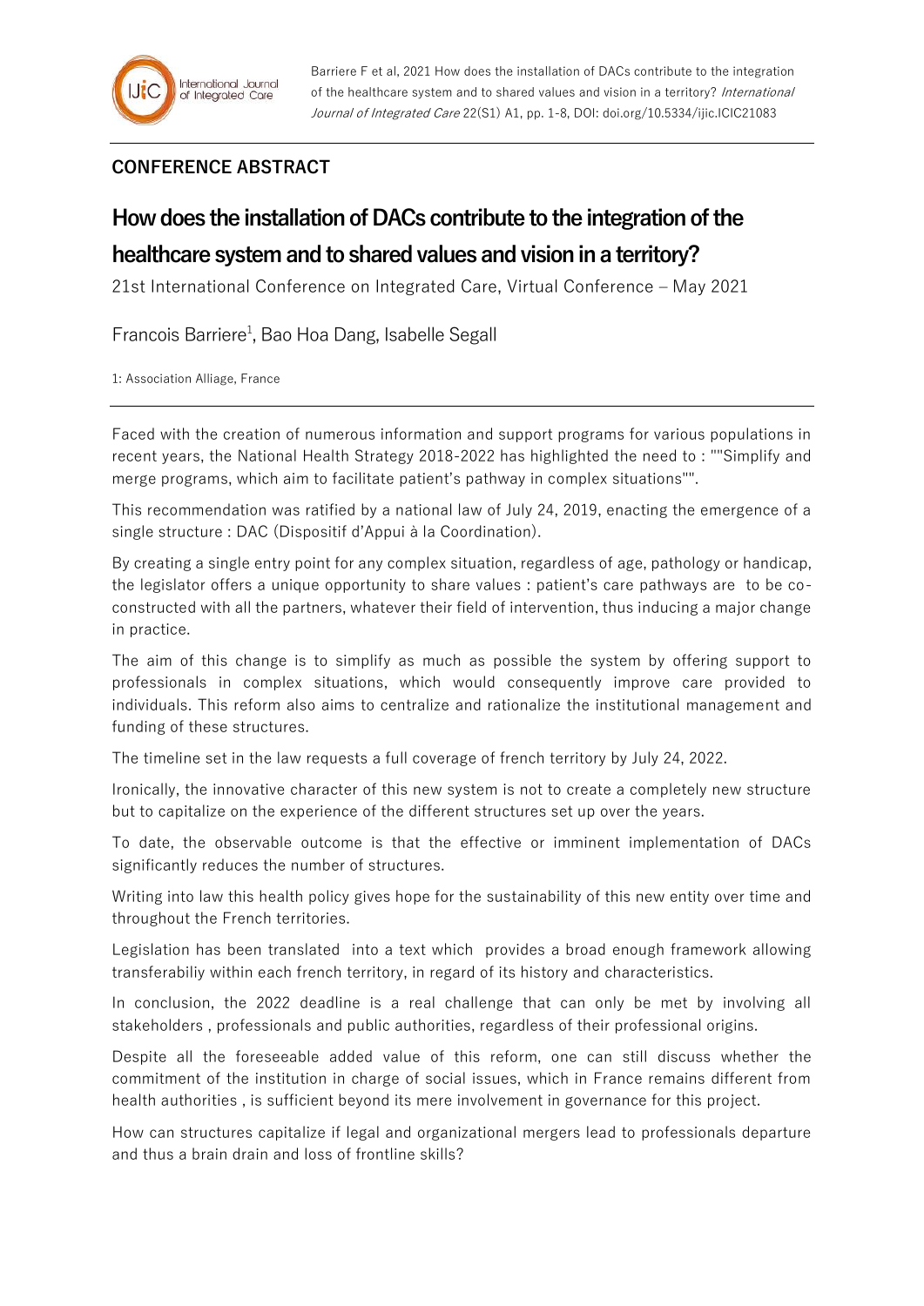Barriere F et al, 2021 How does the installation of DACs contribute to the integration of the healthcare system and to shared values and vision in a territory? *International Journal of Integrated Care* 22(S1) A1, pp. 1-8, DOI: doi.org/10.5334/ijic.ICIC21083

**CONFERENCE ABSTRACT**

# How does the installation of DACs contribute to the integration of the healthcare system and to shared values and vision in a territory?

21st International Conference on Integrated Care, Virtual Conference – May 2021

Francois Barriere[1], Bao Hoa Dang, Isabelle Segall

1: Association Alliage, France

---

Faced with the creation of numerous information and support programs for various populations in recent years, the National Health Strategy 2018-2022 has highlighted the need to : ""Simplify and merge programs, which aim to facilitate patient's pathway in complex situations"".

This recommendation was ratified by a national law of July 24, 2019, enacting the emergence of a single structure : DAC (Dispositif d'Appui à la Coordination).

By creating a single entry point for any complex situation, regardless of age, pathology or handicap, the legislator offers a unique opportunity to share values : patient's care pathways are to be co-constructed with all the partners, whatever their field of intervention, thus inducing a major change in practice.

The aim of this change is to simplify as much as possible the system by offering support to professionals in complex situations, which would consequently improve care provided to individuals. This reform also aims to centralize and rationalize the institutional management and funding of these structures.

The timeline set in the law requests a full coverage of french territory by July 24, 2022.

Ironically, the innovative character of this new system is not to create a completely new structure but to capitalize on the experience of the different structures set up over the years.

To date, the observable outcome is that the effective or imminent implementation of DACs significantly reduces the number of structures.

Writing into law this health policy gives hope for the sustainability of this new entity over time and throughout the French territories.

Legislation has been translated into a text which provides a broad enough framework allowing transferabiliy within each french territory, in regard of its history and characteristics.

In conclusion, the 2022 deadline is a real challenge that can only be met by involving all stakeholders , professionals and public authorities, regardless of their professional origins.

Despite all the foreseeable added value of this reform, one can still discuss whether the commitment of the institution in charge of social issues, which in France remains different from health authorities , is sufficient beyond its mere involvement in governance for this project.

How can structures capitalize if legal and organizational mergers lead to professionals departure and thus a brain drain and loss of frontline skills?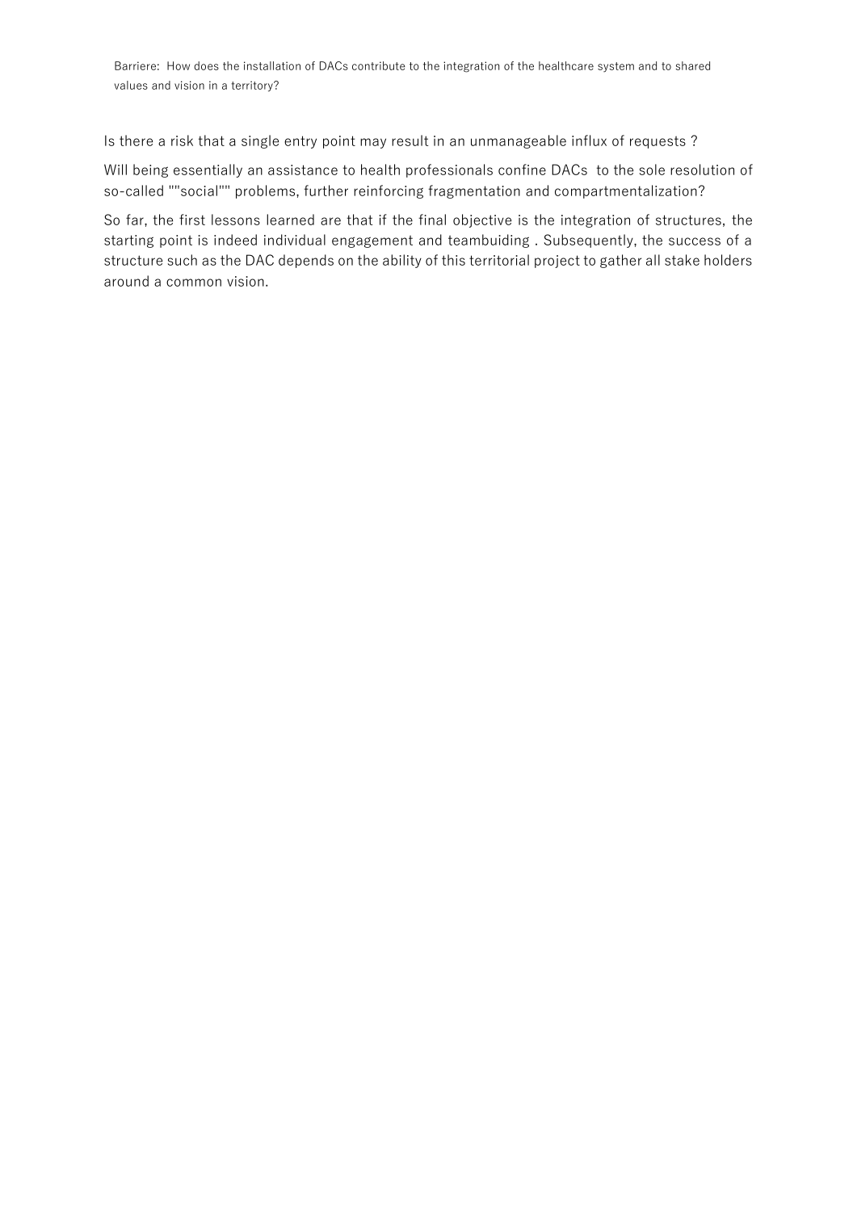Is there a risk that a single entry point may result in an unmanageable influx of requests ?

Will being essentially an assistance to health professionals confine DACs to the sole resolution of so-called ""social"" problems, further reinforcing fragmentation and compartmentalization?

So far, the first lessons learned are that if the final objective is the integration of structures, the starting point is indeed individual engagement and teambuiding . Subsequently, the success of a structure such as the DAC depends on the ability of this territorial project to gather all stake holders around a common vision.